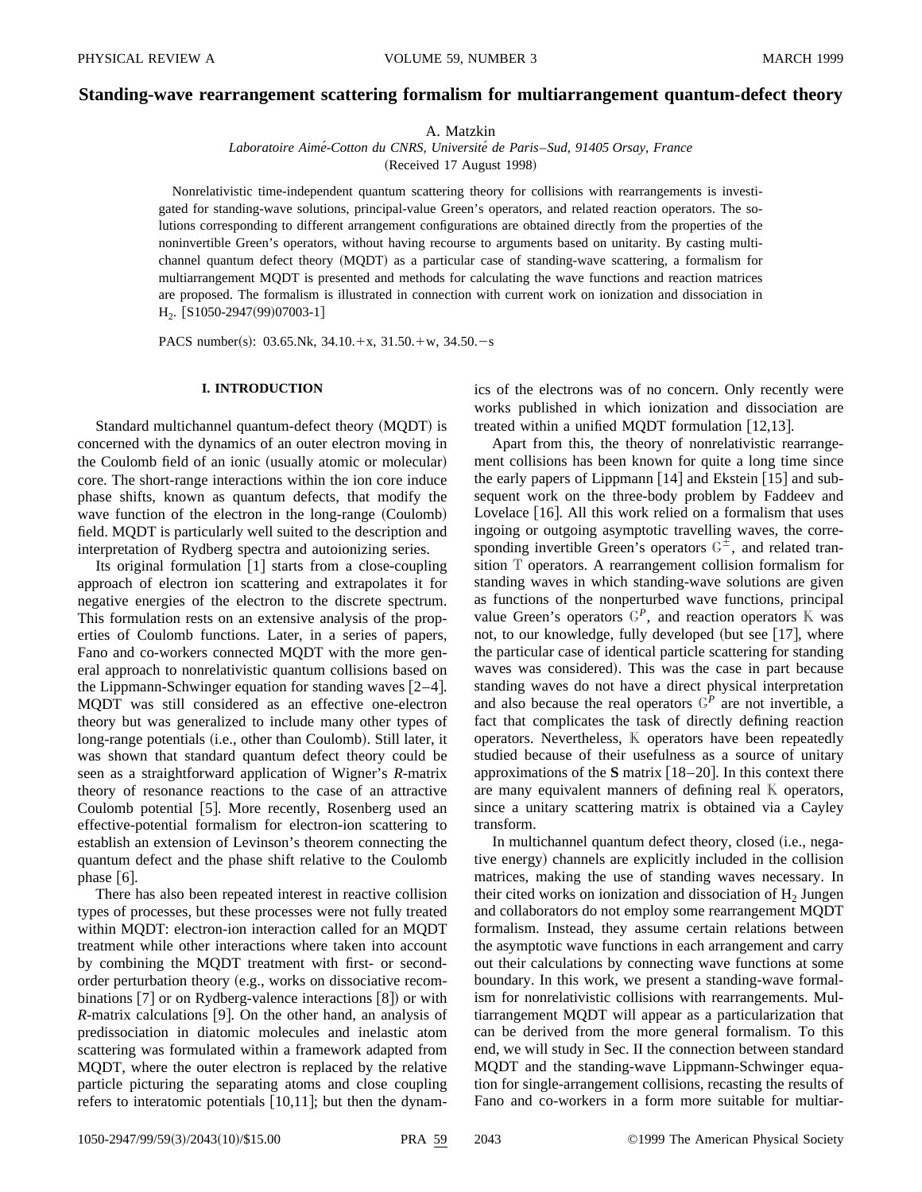# Standing-wave rearrangement scattering formalism for multiarrangement quantum-defect theory

A. Matzkin

*Laboratoire Aimé-Cotton du CNRS, Université de Paris–Sud, 91405 Orsay, France*

(Received 17 August 1998)

Nonrelativistic time-independent quantum scattering theory for collisions with rearrangements is investigated for standing-wave solutions, principal-value Green's operators, and related reaction operators. The solutions corresponding to different arrangement configurations are obtained directly from the properties of the noninvertible Green's operators, without having recourse to arguments based on unitarity. By casting multichannel quantum defect theory (MQDT) as a particular case of standing-wave scattering, a formalism for multiarrangement MQDT is presented and methods for calculating the wave functions and reaction matrices are proposed. The formalism is illustrated in connection with current work on ionization and dissociation in $H_2$. [S1050-2947(99)07003-1]

PACS number(s): 03.65.Nk, 34.10.+x, 31.50.+w, 34.50.−s

## I. INTRODUCTION

Standard multichannel quantum-defect theory (MQDT) is concerned with the dynamics of an outer electron moving in the Coulomb field of an ionic (usually atomic or molecular) core. The short-range interactions within the ion core induce phase shifts, known as quantum defects, that modify the wave function of the electron in the long-range (Coulomb) field. MQDT is particularly well suited to the description and interpretation of Rydberg spectra and autoionizing series.

Its original formulation [1] starts from a close-coupling approach of electron ion scattering and extrapolates it for negative energies of the electron to the discrete spectrum. This formulation rests on an extensive analysis of the properties of Coulomb functions. Later, in a series of papers, Fano and co-workers connected MQDT with the more general approach to nonrelativistic quantum collisions based on the Lippmann-Schwinger equation for standing waves [2–4]. MQDT was still considered as an effective one-electron theory but was generalized to include many other types of long-range potentials (i.e., other than Coulomb). Still later, it was shown that standard quantum defect theory could be seen as a straightforward application of Wigner's $R$-matrix theory of resonance reactions to the case of an attractive Coulomb potential [5]. More recently, Rosenberg used an effective-potential formalism for electron-ion scattering to establish an extension of Levinson's theorem connecting the quantum defect and the phase shift relative to the Coulomb phase [6].

There has also been repeated interest in reactive collision types of processes, but these processes were not fully treated within MQDT: electron-ion interaction called for an MQDT treatment while other interactions where taken into account by combining the MQDT treatment with first- or second-order perturbation theory (e.g., works on dissociative recombinations [7] or on Rydberg-valence interactions [8]) or with $R$-matrix calculations [9]. On the other hand, an analysis of predissociation in diatomic molecules and inelastic atom scattering was formulated within a framework adapted from MQDT, where the outer electron is replaced by the relative particle picturing the separating atoms and close coupling refers to interatomic potentials [10,11]; but then the dynamics of the electrons was of no concern. Only recently were works published in which ionization and dissociation are treated within a unified MQDT formulation [12,13].

Apart from this, the theory of nonrelativistic rearrangement collisions has been known for quite a long time since the early papers of Lippmann [14] and Ekstein [15] and subsequent work on the three-body problem by Faddeev and Lovelace [16]. All this work relied on a formalism that uses ingoing or outgoing asymptotic travelling waves, the corresponding invertible Green's operators $\mathbb{G}^{\pm}$, and related transition $\mathbb{T}$ operators. A rearrangement collision formalism for standing waves in which standing-wave solutions are given as functions of the nonperturbed wave functions, principal value Green's operators $\mathbb{G}^{P}$, and reaction operators $\mathbb{K}$ was not, to our knowledge, fully developed (but see [17], where the particular case of identical particle scattering for standing waves was considered). This was the case in part because standing waves do not have a direct physical interpretation and also because the real operators $\mathbb{G}^{P}$ are not invertible, a fact that complicates the task of directly defining reaction operators. Nevertheless, $\mathbb{K}$ operators have been repeatedly studied because of their usefulness as a source of unitary approximations of the **S** matrix [18–20]. In this context there are many equivalent manners of defining real $\mathbb{K}$ operators, since a unitary scattering matrix is obtained via a Cayley transform.

In multichannel quantum defect theory, closed (i.e., negative energy) channels are explicitly included in the collision matrices, making the use of standing waves necessary. In their cited works on ionization and dissociation of $H_2$ Jungen and collaborators do not employ some rearrangement MQDT formalism. Instead, they assume certain relations between the asymptotic wave functions in each arrangement and carry out their calculations by connecting wave functions at some boundary. In this work, we present a standing-wave formalism for nonrelativistic collisions with rearrangements. Multiarrangement MQDT will appear as a particularization that can be derived from the more general formalism. To this end, we will study in Sec. II the connection between standard MQDT and the standing-wave Lippmann-Schwinger equation for single-arrangement collisions, recasting the results of Fano and co-workers in a form more suitable for multiar-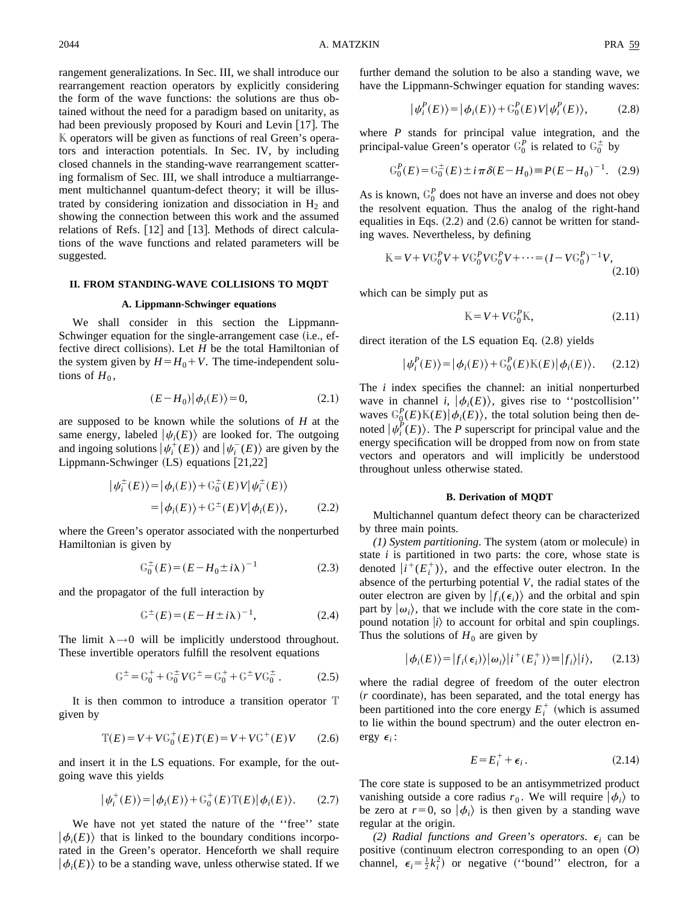rangement generalizations. In Sec. III, we shall introduce our rearrangement reaction operators by explicitly considering the form of the wave functions: the solutions are thus obtained without the need for a paradigm based on unitarity, as had been previously proposed by Kouri and Levin [17]. The $\mathbb{K}$ operators will be given as functions of real Green's operators and interaction potentials. In Sec. IV, by including closed channels in the standing-wave rearrangement scattering formalism of Sec. III, we shall introduce a multiarrangement multichannel quantum-defect theory; it will be illustrated by considering ionization and dissociation in $H_2$ and showing the connection between this work and the assumed relations of Refs. [12] and [13]. Methods of direct calculations of the wave functions and related parameters will be suggested.

## II. FROM STANDING-WAVE COLLISIONS TO MQDT

### A. Lippmann-Schwinger equations

We shall consider in this section the Lippmann-Schwinger equation for the single-arrangement case (i.e., effective direct collisions). Let $H$ be the total Hamiltonian of the system given by $H=H_0+V$. The time-independent solutions of $H_0$,

$$(E-H_0)|\phi_i(E)\rangle=0, \tag{2.1}$$

are supposed to be known while the solutions of $H$ at the same energy, labeled $|\psi_i(E)\rangle$ are looked for. The outgoing and ingoing solutions $|\psi_i^+(E)\rangle$ and $|\psi_i^-(E)\rangle$ are given by the Lippmann-Schwinger (LS) equations [21,22]

$$\begin{aligned}|\psi_i^{\pm}(E)\rangle&=|\phi_i(E)\rangle+\mathbb{G}_0^{\pm}(E)V|\psi_i^{\pm}(E)\rangle\\&=|\phi_i(E)\rangle+\mathbb{G}^{\pm}(E)V|\phi_i(E)\rangle,\end{aligned} \tag{2.2}$$

where the Green's operator associated with the nonperturbed Hamiltonian is given by

$$\mathbb{G}_0^{\pm}(E)=(E-H_0\pm i\lambda)^{-1} \tag{2.3}$$

and the propagator of the full interaction by

$$\mathbb{G}^{\pm}(E)=(E-H\pm i\lambda)^{-1}, \tag{2.4}$$

The limit $\lambda\rightarrow 0$ will be implicitly understood throughout. These invertible operators fulfill the resolvent equations

$$\mathbb{G}^{\pm}=\mathbb{G}_0^{+}+\mathbb{G}_0^{\pm}V\mathbb{G}^{\pm}=\mathbb{G}_0^{+}+\mathbb{G}^{\pm}V\mathbb{G}_0^{\pm}. \tag{2.5}$$

It is then common to introduce a transition operator $\mathbb{T}$ given by

$$\mathbb{T}(E)=V+V\mathbb{G}_0^{+}(E)T(E)=V+V\mathbb{G}^{+}(E)V \tag{2.6}$$

and insert it in the LS equations. For example, for the outgoing wave this yields

$$|\psi_i^{+}(E)\rangle=|\phi_i(E)\rangle+\mathbb{G}_0^{+}(E)\mathbb{T}(E)|\phi_i(E)\rangle. \tag{2.7}$$

We have not yet stated the nature of the ''free'' state $|\phi_i(E)\rangle$ that is linked to the boundary conditions incorporated in the Green's operator. Henceforth we shall require $|\phi_i(E)\rangle$ to be a standing wave, unless otherwise stated. If we further demand the solution to be also a standing wave, we have the Lippmann-Schwinger equation for standing waves:

$$|\psi_i^{P}(E)\rangle=|\phi_i(E)\rangle+\mathbb{G}_0^{P}(E)V|\psi_i^{P}(E)\rangle, \tag{2.8}$$

where $P$ stands for principal value integration, and the principal-value Green's operator $\mathbb{G}_0^P$ is related to $\mathbb{G}_0^{\pm}$ by

$$\mathbb{G}_0^{P}(E)=\mathbb{G}_0^{\pm}(E)\pm i\pi\delta(E-H_0)\equiv P(E-H_0)^{-1}. \tag{2.9}$$

As is known, $\mathbb{G}_0^P$ does not have an inverse and does not obey the resolvent equation. Thus the analog of the right-hand equalities in Eqs. (2.2) and (2.6) cannot be written for standing waves. Nevertheless, by defining

$$\mathbb{K}=V+V\mathbb{G}_0^{P}V+V\mathbb{G}_0^{P}V\mathbb{G}_0^{P}V+\cdots=(I-V\mathbb{G}_0^{P})^{-1}V, \tag{2.10}$$

which can be simply put as

$$\mathbb{K}=V+V\mathbb{G}_0^{P}\mathbb{K}, \tag{2.11}$$

direct iteration of the LS equation Eq. (2.8) yields

$$|\psi_i^{P}(E)\rangle=|\phi_i(E)\rangle+\mathbb{G}_0^{P}(E)\mathbb{K}(E)|\phi_i(E)\rangle. \tag{2.12}$$

The $i$ index specifies the channel: an initial nonperturbed wave in channel $i$, $|\phi_i(E)\rangle$, gives rise to ''postcollision'' waves $\mathbb{G}_0^P(E)\mathbb{K}(E)|\phi_i(E)\rangle$, the total solution being then denoted $|\psi_i^P(E)\rangle$. The $P$ superscript for principal value and the energy specification will be dropped from now on from state vectors and operators and will implicitly be understood throughout unless otherwise stated.

### B. Derivation of MQDT

Multichannel quantum defect theory can be characterized by three main points.

*(1) System partitioning.* The system (atom or molecule) in state $i$ is partitioned in two parts: the core, whose state is denoted $|i^+(E_i^+)\rangle$, and the effective outer electron. In the absence of the perturbing potential $V$, the radial states of the outer electron are given by $|f_i(\epsilon_i)\rangle$ and the orbital and spin part by $|\omega_i\rangle$, that we include with the core state in the compound notation $|i\rangle$ to account for orbital and spin couplings. Thus the solutions of $H_0$ are given by

$$|\phi_i(E)\rangle=|f_i(\epsilon_i)\rangle|\omega_i\rangle|i^+(E_i^+)\rangle\equiv|f_i\rangle|i\rangle, \tag{2.13}$$

where the radial degree of freedom of the outer electron ($r$ coordinate), has been separated, and the total energy has been partitioned into the core energy $E_i^+$ (which is assumed to lie within the bound spectrum) and the outer electron energy $\epsilon_i$:

$$E=E_i^{+}+\epsilon_i. \tag{2.14}$$

The core state is supposed to be an antisymmetrized product vanishing outside a core radius $r_0$. We will require $|\phi_i\rangle$ to be zero at $r=0$, so $|\phi_i\rangle$ is then given by a standing wave regular at the origin.

*(2) Radial functions and Green's operators.* $\epsilon_i$ can be positive (continuum electron corresponding to an open ($O$) channel, $\epsilon_i=\frac{1}{2}k_i^2$) or negative (''bound'' electron, for a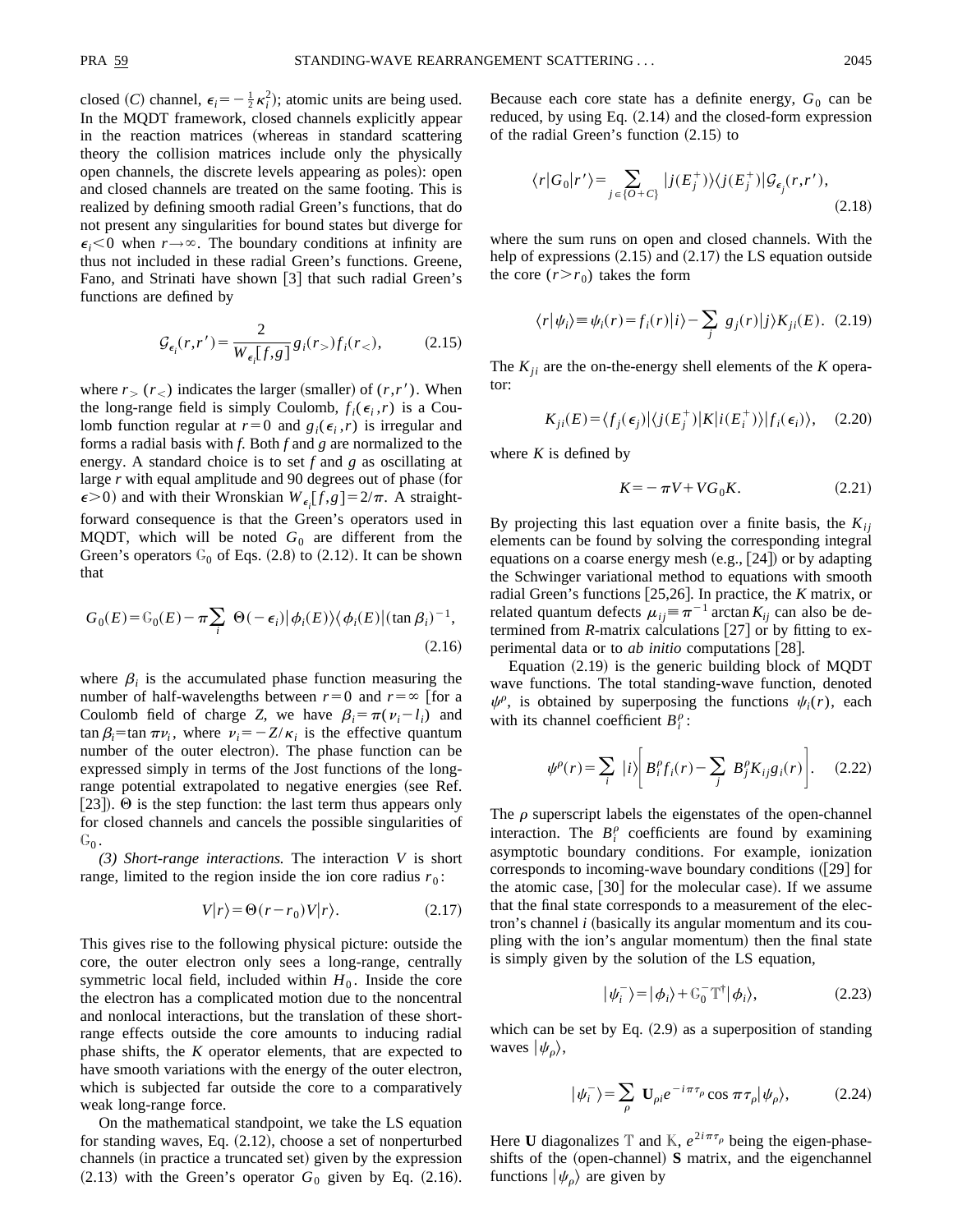closed ($C$) channel, $\epsilon_i = -\frac{1}{2}\kappa_i^2$); atomic units are being used. In the MQDT framework, closed channels explicitly appear in the reaction matrices (whereas in standard scattering theory the collision matrices include only the physically open channels, the discrete levels appearing as poles): open and closed channels are treated on the same footing. This is realized by defining smooth radial Green's functions, that do not present any singularities for bound states but diverge for $\epsilon_i < 0$ when $r \to \infty$. The boundary conditions at infinity are thus not included in these radial Green's functions. Greene, Fano, and Strinati have shown [3] that such radial Green's functions are defined by

$$\mathcal{G}_{\epsilon_i}(r,r') = \frac{2}{W_{\epsilon_i}[f,g]} g_i(r_>) f_i(r_<), \tag{2.15}$$

where $r_>$ ($r_<$) indicates the larger (smaller) of $(r,r')$. When the long-range field is simply Coulomb, $f_i(\epsilon_i, r)$ is a Coulomb function regular at $r=0$ and $g_i(\epsilon_i, r)$ is irregular and forms a radial basis with $f$. Both $f$ and $g$ are normalized to the energy. A standard choice is to set $f$ and $g$ as oscillating at large $r$ with equal amplitude and 90 degrees out of phase (for $\epsilon > 0$) and with their Wronskian $W_{\epsilon_i}[f,g] = 2/\pi$. A straightforward consequence is that the Green's operators used in MQDT, which will be noted $G_0$ are different from the Green's operators $\mathbb{G}_0$ of Eqs. (2.8) to (2.12). It can be shown that

$$G_0(E) = \mathbb{G}_0(E) - \pi \sum_i \Theta(-\epsilon_i) |\phi_i(E)\rangle\langle\phi_i(E)| (\tan\beta_i)^{-1}, \tag{2.16}$$

where $\beta_i$ is the accumulated phase function measuring the number of half-wavelengths between $r=0$ and $r=\infty$ [for a Coulomb field of charge $Z$, we have $\beta_i = \pi(\nu_i - l_i)$ and $\tan\beta_i = \tan\pi\nu_i$, where $\nu_i = -Z/\kappa_i$ is the effective quantum number of the outer electron]. The phase function can be expressed simply in terms of the Jost functions of the long-range potential extrapolated to negative energies (see Ref. [23]). $\Theta$ is the step function: the last term thus appears only for closed channels and cancels the possible singularities of $\mathbb{G}_0$.

*(3) Short-range interactions.* The interaction $V$ is short range, limited to the region inside the ion core radius $r_0$:

$$V|r\rangle = \Theta(r - r_0) V |r\rangle. \tag{2.17}$$

This gives rise to the following physical picture: outside the core, the outer electron only sees a long-range, centrally symmetric local field, included within $H_0$. Inside the core the electron has a complicated motion due to the noncentral and nonlocal interactions, but the translation of these short-range effects outside the core amounts to inducing radial phase shifts, the $K$ operator elements, that are expected to have smooth variations with the energy of the outer electron, which is subjected far outside the core to a comparatively weak long-range force.

On the mathematical standpoint, we take the LS equation for standing waves, Eq. (2.12), choose a set of nonperturbed channels (in practice a truncated set) given by the expression (2.13) with the Green's operator $G_0$ given by Eq. (2.16). Because each core state has a definite energy, $G_0$ can be reduced, by using Eq. (2.14) and the closed-form expression of the radial Green's function (2.15) to

$$\langle r|G_0|r'\rangle = \sum_{j \in \{O+C\}} |j(E_j^+)\rangle\langle j(E_j^+)| \mathcal{G}_{\epsilon_j}(r,r'), \tag{2.18}$$

where the sum runs on open and closed channels. With the help of expressions (2.15) and (2.17) the LS equation outside the core ($r > r_0$) takes the form

$$\langle r|\psi_i\rangle \equiv \psi_i(r) = f_i(r)|i\rangle - \sum_j g_j(r)|j\rangle K_{ji}(E). \tag{2.19}$$

The $K_{ji}$ are the on-the-energy shell elements of the $K$ operator:

$$K_{ji}(E) = \langle f_j(\epsilon_j)| \langle j(E_j^+)|K|i(E_i^+)\rangle |f_i(\epsilon_i)\rangle, \tag{2.20}$$

where $K$ is defined by

$$K = -\pi V + V G_0 K. \tag{2.21}$$

By projecting this last equation over a finite basis, the $K_{ij}$ elements can be found by solving the corresponding integral equations on a coarse energy mesh (e.g., [24]) or by adapting the Schwinger variational method to equations with smooth radial Green's functions [25,26]. In practice, the $K$ matrix, or related quantum defects $\mu_{ij} \equiv \pi^{-1} \arctan K_{ij}$ can also be determined from $R$-matrix calculations [27] or by fitting to experimental data or to *ab initio* computations [28].

Equation (2.19) is the generic building block of MQDT wave functions. The total standing-wave function, denoted $\psi^\rho$, is obtained by superposing the functions $\psi_i(r)$, each with its channel coefficient $B_i^\rho$:

$$\psi^\rho(r) = \sum_i |i\rangle \left[ B_i^\rho f_i(r) - \sum_j B_j^\rho K_{ij} g_i(r) \right]. \tag{2.22}$$

The $\rho$ superscript labels the eigenstates of the open-channel interaction. The $B_i^\rho$ coefficients are found by examining asymptotic boundary conditions. For example, ionization corresponds to incoming-wave boundary conditions ([29] for the atomic case, [30] for the molecular case). If we assume that the final state corresponds to a measurement of the electron's channel $i$ (basically its angular momentum and its coupling with the ion's angular momentum) then the final state is simply given by the solution of the LS equation,

$$|\psi_i^-\rangle = |\phi_i\rangle + \mathbb{G}_0^- \mathbb{T}^\dagger |\phi_i\rangle, \tag{2.23}$$

which can be set by Eq. (2.9) as a superposition of standing waves $|\psi_\rho\rangle$,

$$|\psi_i^-\rangle = \sum_\rho \mathbf{U}_{\rho i} e^{-i\pi\tau_\rho} \cos\pi\tau_\rho |\psi_\rho\rangle, \tag{2.24}$$

Here $\mathbf{U}$ diagonalizes $\mathbb{T}$ and $\mathbb{K}$, $e^{2i\pi\tau_\rho}$ being the eigen-phase-shifts of the (open-channel) $\mathbf{S}$ matrix, and the eigenchannel functions $|\psi_\rho\rangle$ are given by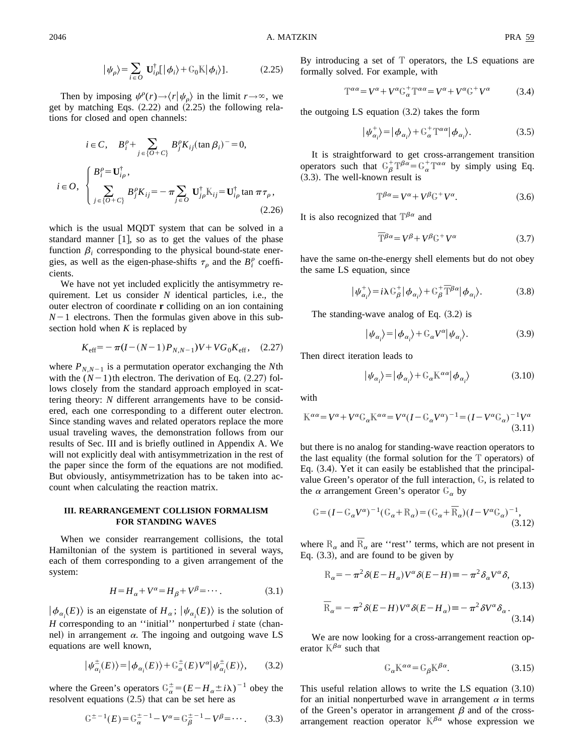$$|\psi_\rho\rangle = \sum_{i\in O} \mathbf{U}^\dagger_{i\rho}[|\phi_i\rangle + \mathbb{G}_0\mathbb{K}|\phi_i\rangle]. \tag{2.25}$$

Then by imposing $\psi^\rho(r)\to\langle r|\psi_\rho\rangle$ in the limit $r\to\infty$, we get by matching Eqs. (2.22) and (2.25) the following relations for closed and open channels:

$$i\in C,\quad B_i^\rho + \sum_{j\in\{O+C\}} B_j^\rho K_{ij}(\tan\beta_i)^- = 0,$$

$$i\in O,\quad \begin{cases} B_i^\rho = \mathbf{U}^\dagger_{i\rho}, \\ \displaystyle\sum_{j\in\{O+C\}} B_j^\rho K_{ij} = -\pi \sum_{j\in O} \mathbf{U}^\dagger_{j\rho}\mathbb{K}_{ij} = \mathbf{U}^\dagger_{i\rho}\tan\pi\tau_\rho, \end{cases} \tag{2.26}$$

which is the usual MQDT system that can be solved in a standard manner [1], so as to get the values of the phase function $\beta_i$ corresponding to the physical bound-state energies, as well as the eigen-phase-shifts $\tau_\rho$ and the $B_i^\rho$ coefficients.

We have not yet included explicitly the antisymmetry requirement. Let us consider $N$ identical particles, i.e., the outer electron of coordinate $\mathbf{r}$ colliding on an ion containing $N-1$ electrons. Then the formulas given above in this subsection hold when $K$ is replaced by

$$K_{\text{eff}} = -\pi(I-(N-1)P_{N,N-1})V + VG_0K_{\text{eff}}, \tag{2.27}$$

where $P_{N,N-1}$ is a permutation operator exchanging the $N$th with the $(N-1)$th electron. The derivation of Eq. (2.27) follows closely from the standard approach employed in scattering theory: $N$ different arrangements have to be considered, each one corresponding to a different outer electron. Since standing waves and related operators replace the more usual traveling waves, the demonstration follows from our results of Sec. III and is briefly outlined in Appendix A. We will not explicitly deal with antisymmetrization in the rest of the paper since the form of the equations are not modified. But obviously, antisymmetrization has to be taken into account when calculating the reaction matrix.

## III. REARRANGEMENT COLLISION FORMALISM FOR STANDING WAVES

When we consider rearrangement collisions, the total Hamiltonian of the system is partitioned in several ways, each of them corresponding to a given arrangement of the system:

$$H = H_\alpha + V^\alpha = H_\beta + V^\beta = \cdots. \tag{3.1}$$

$|\phi_{\alpha_i}(E)\rangle$ is an eigenstate of $H_\alpha$; $|\psi_{\alpha_i}(E)\rangle$ is the solution of $H$ corresponding to an ''initial'' nonperturbed $i$ state (channel) in arrangement $\alpha$. The ingoing and outgoing wave LS equations are well known,

$$|\psi^\pm_{\alpha_i}(E)\rangle = |\phi_{\alpha_i}(E)\rangle + \mathbb{G}^\pm_\alpha(E)V^\alpha|\psi^\pm_{\alpha_i}(E)\rangle, \tag{3.2}$$

where the Green's operators $\mathbb{G}^\pm_\alpha = (E-H_\alpha \pm i\lambda)^{-1}$ obey the resolvent equations (2.5) that can be set here as

$$\mathbb{G}^{\pm -1}(E) = \mathbb{G}^{\pm -1}_\alpha - V^\alpha = \mathbb{G}^{\pm -1}_\beta - V^\beta = \cdots. \tag{3.3}$$

By introducing a set of $\mathbb{T}$ operators, the LS equations are formally solved. For example, with

$$\mathbb{T}^{\alpha\alpha} = V^\alpha + V^\alpha\mathbb{G}^+_\alpha\mathbb{T}^{\alpha\alpha} = V^\alpha + V^\alpha\mathbb{G}^+V^\alpha \tag{3.4}$$

the outgoing LS equation (3.2) takes the form

$$|\psi^+_{\alpha_i}\rangle = |\phi_{\alpha_i}\rangle + \mathbb{G}^+_\alpha\mathbb{T}^{\alpha\alpha}|\phi_{\alpha_i}\rangle. \tag{3.5}$$

It is straightforward to get cross-arrangement transition operators such that $\mathbb{G}^+_\beta\mathbb{T}^{\beta\alpha} = \mathbb{G}^+_\alpha\mathbb{T}^{\alpha\alpha}$ by simply using Eq. (3.3). The well-known result is

$$\mathbb{T}^{\beta\alpha} = V^\alpha + V^\beta\mathbb{G}^+V^\alpha. \tag{3.6}$$

It is also recognized that $\mathbb{T}^{\beta\alpha}$ and

$$\overline{\mathbb{T}}^{\beta\alpha} = V^\beta + V^\beta\mathbb{G}^+V^\alpha \tag{3.7}$$

have the same on-the-energy shell elements but do not obey the same LS equation, since

$$|\psi^+_{\alpha_i}\rangle = i\lambda\mathbb{G}^+_\beta|\phi_{\alpha_i}\rangle + \mathbb{G}^+_\beta\overline{\mathbb{T}}^{\beta\alpha}|\phi_{\alpha_i}\rangle. \tag{3.8}$$

The standing-wave analog of Eq. (3.2) is

$$|\psi_{\alpha_i}\rangle = |\phi_{\alpha_i}\rangle + \mathbb{G}_\alpha V^\alpha|\psi_{\alpha_i}\rangle. \tag{3.9}$$

Then direct iteration leads to

$$|\psi_{\alpha_i}\rangle = |\phi_{\alpha_i}\rangle + \mathbb{G}_\alpha\mathbb{K}^{\alpha\alpha}|\phi_{\alpha_i}\rangle \tag{3.10}$$

with

$$\mathbb{K}^{\alpha\alpha} = V^\alpha + V^\alpha\mathbb{G}_\alpha\mathbb{K}^{\alpha\alpha} = V^\alpha(I-\mathbb{G}_\alpha V^\alpha)^{-1} = (I-V^\alpha\mathbb{G}_\alpha)^{-1}V^\alpha \tag{3.11}$$

but there is no analog for standing-wave reaction operators to the last equality (the formal solution for the $\mathbb{T}$ operators) of Eq. (3.4). Yet it can easily be established that the principal-value Green's operator of the full interaction, $\mathbb{G}$, is related to the $\alpha$ arrangement Green's operator $\mathbb{G}_\alpha$ by

$$\mathbb{G} = (I-\mathbb{G}_\alpha V^\alpha)^{-1}(\mathbb{G}_\alpha + \mathbb{R}_\alpha) = (\mathbb{G}_\alpha + \overline{\mathbb{R}}_\alpha)(I-V^\alpha\mathbb{G}_\alpha)^{-1}, \tag{3.12}$$

where $\mathbb{R}_\alpha$ and $\overline{\mathbb{R}}_\alpha$ are ''rest'' terms, which are not present in Eq. (3.3), and are found to be given by

$$\mathbb{R}_\alpha = -\pi^2\delta(E-H_\alpha)V^\alpha\delta(E-H) \equiv -\pi^2\delta_\alpha V^\alpha\delta, \tag{3.13}$$

$$\overline{\mathbb{R}}_\alpha = -\pi^2\delta(E-H)V^\alpha\delta(E-H_\alpha) \equiv -\pi^2\delta V^\alpha\delta_\alpha. \tag{3.14}$$

We are now looking for a cross-arrangement reaction operator $\mathbb{K}^{\beta\alpha}$ such that

$$\mathbb{G}_\alpha\mathbb{K}^{\alpha\alpha} = \mathbb{G}_\beta\mathbb{K}^{\beta\alpha}. \tag{3.15}$$

This useful relation allows to write the LS equation (3.10) for an initial nonperturbed wave in arrangement $\alpha$ in terms of the Green's operator in arrangement $\beta$ and of the cross-arrangement reaction operator $\mathbb{K}^{\beta\alpha}$ whose expression we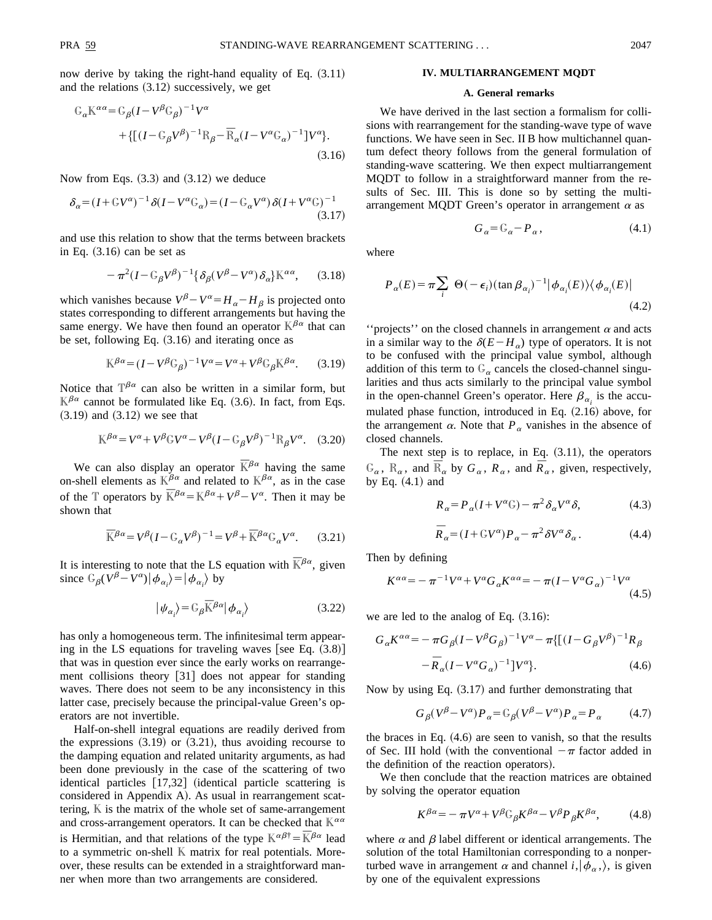now derive by taking the right-hand equality of Eq. (3.11) and the relations (3.12) successively, we get

$$\mathbb{G}_\alpha \mathbb{K}^{\alpha\alpha} = \mathbb{G}_\beta (I - V^\beta \mathbb{G}_\beta)^{-1} V^\alpha + \{[(I - \mathbb{G}_\beta V^\beta)^{-1} \mathbb{R}_\beta - \overline{\mathbb{R}}_\alpha (I - V^\alpha \mathbb{G}_\alpha)^{-1}] V^\alpha\}. \tag{3.16}$$

Now from Eqs. (3.3) and (3.12) we deduce

$$\delta_\alpha = (I + \mathbb{G} V^\alpha)^{-1} \delta (I - V^\alpha \mathbb{G}_\alpha) = (I - \mathbb{G}_\alpha V^\alpha) \delta (I + V^\alpha \mathbb{G})^{-1} \tag{3.17}$$

and use this relation to show that the terms between brackets in Eq. (3.16) can be set as

$$-\pi^2 (I - \mathbb{G}_\beta V^\beta)^{-1} \{\delta_\beta (V^\beta - V^\alpha) \delta_\alpha\} \mathbb{K}^{\alpha\alpha}, \tag{3.18}$$

which vanishes because $V^\beta - V^\alpha = H_\alpha - H_\beta$ is projected onto states corresponding to different arrangements but having the same energy. We have then found an operator $\mathbb{K}^{\beta\alpha}$ that can be set, following Eq. (3.16) and iterating once as

$$\mathbb{K}^{\beta\alpha} = (I - V^\beta \mathbb{G}_\beta)^{-1} V^\alpha = V^\alpha + V^\beta \mathbb{G}_\beta \mathbb{K}^{\beta\alpha}. \tag{3.19}$$

Notice that $\mathbb{T}^{\beta\alpha}$ can also be written in a similar form, but $\mathbb{K}^{\beta\alpha}$ cannot be formulated like Eq. (3.6). In fact, from Eqs. (3.19) and (3.12) we see that

$$\mathbb{K}^{\beta\alpha} = V^\alpha + V^\beta \mathbb{G} V^\alpha - V^\beta (I - \mathbb{G}_\beta V^\beta)^{-1} \mathbb{R}_\beta V^\alpha. \tag{3.20}$$

We can also display an operator $\overline{\mathbb{K}}^{\beta\alpha}$ having the same on-shell elements as $\mathbb{K}^{\beta\alpha}$ and related to $\mathbb{K}^{\beta\alpha}$, as in the case of the $\mathbb{T}$ operators by $\overline{\mathbb{K}}^{\beta\alpha} = \mathbb{K}^{\beta\alpha} + V^\beta - V^\alpha$. Then it may be shown that

$$\overline{\mathbb{K}}^{\beta\alpha} = V^\beta (I - \mathbb{G}_\alpha V^\beta)^{-1} = V^\beta + \overline{\mathbb{K}}^{\beta\alpha} \mathbb{G}_\alpha V^\alpha. \tag{3.21}$$

It is interesting to note that the LS equation with $\overline{\mathbb{K}}^{\beta\alpha}$, given since $\mathbb{G}_\beta (V^\beta - V^\alpha) |\phi_{\alpha_i}\rangle = |\phi_{\alpha_i}\rangle$ by

$$|\psi_{\alpha_i}\rangle = \mathbb{G}_\beta \overline{\mathbb{K}}^{\beta\alpha} |\phi_{\alpha_i}\rangle \tag{3.22}$$

has only a homogeneous term. The infinitesimal term appearing in the LS equations for traveling waves [see Eq. (3.8)] that was in question ever since the early works on rearrangement collisions theory [31] does not appear for standing waves. There does not seem to be any inconsistency in this latter case, precisely because the principal-value Green's operators are not invertible.

Half-on-shell integral equations are readily derived from the expressions (3.19) or (3.21), thus avoiding recourse to the damping equation and related unitarity arguments, as had been done previously in the case of the scattering of two identical particles [17,32] (identical particle scattering is considered in Appendix A). As usual in rearrangement scattering, $\mathbb{K}$ is the matrix of the whole set of same-arrangement and cross-arrangement operators. It can be checked that $\mathbb{K}^{\alpha\alpha}$ is Hermitian, and that relations of the type $\mathbb{K}^{\alpha\beta\dagger} = \overline{\mathbb{K}}^{\beta\alpha}$ lead to a symmetric on-shell $\mathbb{K}$ matrix for real potentials. Moreover, these results can be extended in a straightforward manner when more than two arrangements are considered.

## IV. MULTIARRANGEMENT MQDT

### A. General remarks

We have derived in the last section a formalism for collisions with rearrangement for the standing-wave type of wave functions. We have seen in Sec. II B how multichannel quantum defect theory follows from the general formulation of standing-wave scattering. We then expect multiarrangement MQDT to follow in a straightforward manner from the results of Sec. III. This is done so by setting the multiarrangement MQDT Green's operator in arrangement $\alpha$ as

$$G_\alpha = \mathbb{G}_\alpha - P_\alpha, \tag{4.1}$$

where

$$P_\alpha(E) = \pi \sum_i \Theta(-\epsilon_i) (\tan \beta_{\alpha_i})^{-1} |\phi_{\alpha_i}(E)\rangle\langle\phi_{\alpha_i}(E)| \tag{4.2}$$

''projects'' on the closed channels in arrangement $\alpha$ and acts in a similar way to the $\delta(E - H_\alpha)$ type of operators. It is not to be confused with the principal value symbol, although addition of this term to $\mathbb{G}_\alpha$ cancels the closed-channel singularities and thus acts similarly to the principal value symbol in the open-channel Green's operator. Here $\beta_{\alpha_i}$ is the accumulated phase function, introduced in Eq. (2.16) above, for the arrangement $\alpha$. Note that $P_\alpha$ vanishes in the absence of closed channels.

The next step is to replace, in Eq. (3.11), the operators $\mathbb{G}_\alpha$, $\mathbb{R}_\alpha$, and $\overline{\mathbb{R}}_\alpha$ by $G_\alpha$, $R_\alpha$, and $\overline{R}_\alpha$, given, respectively, by Eq. (4.1) and

$$R_\alpha = P_\alpha (I + V^\alpha \mathbb{G}) - \pi^2 \delta_\alpha V^\alpha \delta, \tag{4.3}$$

$$\overline{R}_\alpha = (I + \mathbb{G} V^\alpha) P_\alpha - \pi^2 \delta V^\alpha \delta_\alpha. \tag{4.4}$$

Then by defining

$$K^{\alpha\alpha} = -\pi^{-1} V^\alpha + V^\alpha G_\alpha K^{\alpha\alpha} = -\pi (I - V^\alpha G_\alpha)^{-1} V^\alpha \tag{4.5}$$

we are led to the analog of Eq. (3.16):

$$G_\alpha K^{\alpha\alpha} = -\pi G_\beta (I - V^\beta G_\beta)^{-1} V^\alpha - \pi \{[(I - G_\beta V^\beta)^{-1} R_\beta - \overline{R}_\alpha (I - V^\alpha G_\alpha)^{-1}] V^\alpha\}. \tag{4.6}$$

Now by using Eq. (3.17) and further demonstrating that

$$G_\beta (V^\beta - V^\alpha) P_\alpha = \mathbb{G}_\beta (V^\beta - V^\alpha) P_\alpha = P_\alpha \tag{4.7}$$

the braces in Eq. (4.6) are seen to vanish, so that the results of Sec. III hold (with the conventional $-\pi$ factor added in the definition of the reaction operators).

We then conclude that the reaction matrices are obtained by solving the operator equation

$$K^{\beta\alpha} = -\pi V^\alpha + V^\beta \mathbb{G}_\beta K^{\beta\alpha} - V^\beta P_\beta K^{\beta\alpha}, \tag{4.8}$$

where $\alpha$ and $\beta$ label different or identical arrangements. The solution of the total Hamiltonian corresponding to a nonperturbed wave in arrangement $\alpha$ and channel $i, |\phi_{\alpha},\rangle$, is given by one of the equivalent expressions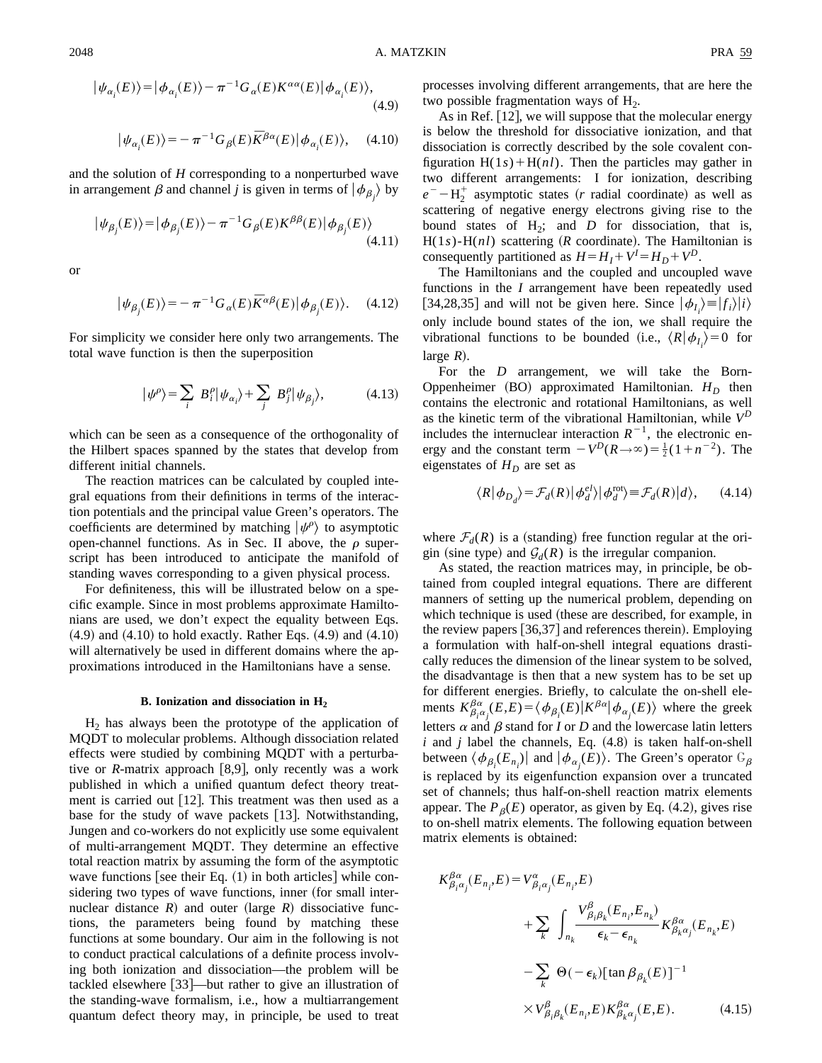$$|\psi_{\alpha_i}(E)\rangle = |\phi_{\alpha_i}(E)\rangle - \pi^{-1} G_\alpha(E) K^{\alpha\alpha}(E) |\phi_{\alpha_i}(E)\rangle, \tag{4.9}$$

$$|\psi_{\alpha_i}(E)\rangle = -\pi^{-1} G_\beta(E) \bar{K}^{\beta\alpha}(E) |\phi_{\alpha_i}(E)\rangle, \tag{4.10}$$

and the solution of $H$ corresponding to a nonperturbed wave in arrangement $\beta$ and channel $j$ is given in terms of $|\phi_{\beta_j}\rangle$ by

$$|\psi_{\beta_j}(E)\rangle = |\phi_{\beta_j}(E)\rangle - \pi^{-1} G_\beta(E) K^{\beta\beta}(E) |\phi_{\beta_j}(E)\rangle \tag{4.11}$$

or

$$|\psi_{\beta_j}(E)\rangle = -\pi^{-1} G_\alpha(E) \bar{K}^{\alpha\beta}(E) |\phi_{\beta_j}(E)\rangle. \tag{4.12}$$

For simplicity we consider here only two arrangements. The total wave function is then the superposition

$$|\psi^\rho\rangle = \sum_i B_i^\rho |\psi_{\alpha_i}\rangle + \sum_j B_j^\rho |\psi_{\beta_j}\rangle, \tag{4.13}$$

which can be seen as a consequence of the orthogonality of the Hilbert spaces spanned by the states that develop from different initial channels.

The reaction matrices can be calculated by coupled integral equations from their definitions in terms of the interaction potentials and the principal value Green's operators. The coefficients are determined by matching $|\psi^\rho\rangle$ to asymptotic open-channel functions. As in Sec. II above, the $\rho$ superscript has been introduced to anticipate the manifold of standing waves corresponding to a given physical process.

For definiteness, this will be illustrated below on a specific example. Since in most problems approximate Hamiltonians are used, we don't expect the equality between Eqs. (4.9) and (4.10) to hold exactly. Rather Eqs. (4.9) and (4.10) will alternatively be used in different domains where the approximations introduced in the Hamiltonians have a sense.

### B. Ionization and dissociation in $H_2$

$H_2$ has always been the prototype of the application of MQDT to molecular problems. Although dissociation related effects were studied by combining MQDT with a perturbative or $R$-matrix approach [8,9], only recently was a work published in which a unified quantum defect theory treatment is carried out [12]. This treatment was then used as a base for the study of wave packets [13]. Notwithstanding, Jungen and co-workers do not explicitly use some equivalent of multi-arrangement MQDT. They determine an effective total reaction matrix by assuming the form of the asymptotic wave functions [see their Eq. (1) in both articles] while considering two types of wave functions, inner (for small internuclear distance $R$) and outer (large $R$) dissociative functions, the parameters being found by matching these functions at some boundary. Our aim in the following is not to conduct practical calculations of a definite process involving both ionization and dissociation—the problem will be tackled elsewhere [33]—but rather to give an illustration of the standing-wave formalism, i.e., how a multiarrangement quantum defect theory may, in principle, be used to treat processes involving different arrangements, that are here the two possible fragmentation ways of $H_2$.

As in Ref. [12], we will suppose that the molecular energy is below the threshold for dissociative ionization, and that dissociation is correctly described by the sole covalent configuration $H(1s)+H(nl)$. Then the particles may gather in two different arrangements: I for ionization, describing $e^- - H_2^+$ asymptotic states ($r$ radial coordinate) as well as scattering of negative energy electrons giving rise to the bound states of $H_2$; and $D$ for dissociation, that is, $H(1s)$-$H(nl)$ scattering ($R$ coordinate). The Hamiltonian is consequently partitioned as $H = H_I + V^I = H_D + V^D$.

The Hamiltonians and the coupled and uncoupled wave functions in the $I$ arrangement have been repeatedly used [34,28,35] and will not be given here. Since $|\phi_{I_i}\rangle \equiv |f_i\rangle |i\rangle$ only include bound states of the ion, we shall require the vibrational functions to be bounded (i.e., $\langle R|\phi_{I_i}\rangle = 0$ for large $R$).

For the $D$ arrangement, we will take the Born-Oppenheimer (BO) approximated Hamiltonian. $H_D$ then contains the electronic and rotational Hamiltonians, as well as the kinetic term of the vibrational Hamiltonian, while $V^D$ includes the internuclear interaction $R^{-1}$, the electronic energy and the constant term $-V^D(R\to\infty) = \frac{1}{2}(1+n^{-2})$. The eigenstates of $H_D$ are set as

$$\langle R|\phi_{D_d}\rangle = \mathcal{F}_d(R) |\phi_d^{el}\rangle |\phi_d^{\mathrm{rot}}\rangle \equiv \mathcal{F}_d(R) |d\rangle, \tag{4.14}$$

where $\mathcal{F}_d(R)$ is a (standing) free function regular at the origin (sine type) and $\mathcal{G}_d(R)$ is the irregular companion.

As stated, the reaction matrices may, in principle, be obtained from coupled integral equations. There are different manners of setting up the numerical problem, depending on which technique is used (these are described, for example, in the review papers [36,37] and references therein). Employing a formulation with half-on-shell integral equations drastically reduces the dimension of the linear system to be solved, the disadvantage is then that a new system has to be set up for different energies. Briefly, to calculate the on-shell elements $K^{\beta\alpha}_{\beta_i\alpha_j}(E,E) = \langle \phi_{\beta_i}(E)|K^{\beta\alpha}|\phi_{\alpha_j}(E)\rangle$ where the greek letters $\alpha$ and $\beta$ stand for $I$ or $D$ and the lowercase latin letters $i$ and $j$ label the channels, Eq. (4.8) is taken half-on-shell between $\langle \phi_{\beta_i}(E_{n_i})|$ and $|\phi_{\alpha_j}(E)\rangle$. The Green's operator $\mathbb{G}_\beta$ is replaced by its eigenfunction expansion over a truncated set of channels; thus half-on-shell reaction matrix elements appear. The $P_\beta(E)$ operator, as given by Eq. (4.2), gives rise to on-shell matrix elements. The following equation between matrix elements is obtained:

$$\begin{aligned} K^{\beta\alpha}_{\beta_i\alpha_j}(E_{n_i},E) &= V^{\alpha}_{\beta_i\alpha_j}(E_{n_i},E) \\ &\quad + \sum_k \int_{n_k} \frac{V^{\beta}_{\beta_i\beta_k}(E_{n_i},E_{n_k})}{\epsilon_k - \epsilon_{n_k}} K^{\beta\alpha}_{\beta_k\alpha_j}(E_{n_k},E) \\ &\quad - \sum_k \Theta(-\epsilon_k)[\tan\beta_{\beta_k}(E)]^{-1} \\ &\quad \times V^{\beta}_{\beta_i\beta_k}(E_{n_i},E) K^{\beta\alpha}_{\beta_k\alpha_j}(E,E). \end{aligned} \tag{4.15}$$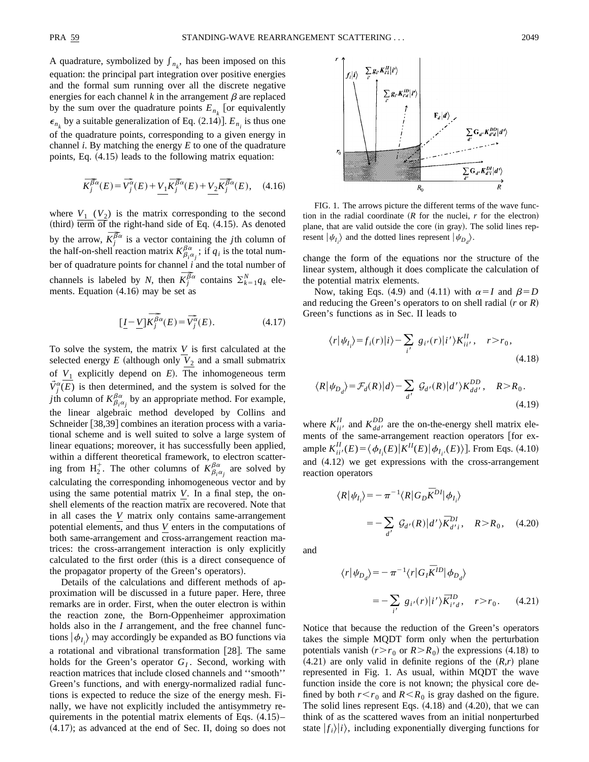A quadrature, symbolized by $\int_{n_k}$, has been imposed on this equation: the principal part integration over positive energies and the formal sum running over all the discrete negative energies for each channel $k$ in the arrangement $\beta$ are replaced by the sum over the quadrature points $E_{n_k}$ [or equivalently $\epsilon_{n_k}$ by a suitable generalization of Eq. (2.14)]. $E_{n_i}$ is thus one of the quadrature points, corresponding to a given energy in channel $i$. By matching the energy $E$ to one of the quadrature points, Eq. (4.15) leads to the following matrix equation:

$$\overrightarrow{K_j^{\beta\alpha}}(E) = \overrightarrow{V_j^{\alpha}}(E) + \underline{V_1}\overrightarrow{K_j^{\beta\alpha}}(E) + \underline{V_2}\overrightarrow{K_j^{\beta\alpha}}(E), \quad (4.16)$$

where $\underline{V_1}$ ($\underline{V_2}$) is the matrix corresponding to the second (third) term of the right-hand side of Eq. (4.15). As denoted by the arrow, $\overrightarrow{K_j^{\beta\alpha}}$ is a vector containing the $j$th column of the half-on-shell reaction matrix $K^{\beta\alpha}_{\beta_i\alpha_j}$; if $q_i$ is the total number of quadrature points for channel $i$ and the total number of channels is labeled by $N$, then $\overrightarrow{K_j^{\beta\alpha}}$ contains $\Sigma_{k=1}^{N} q_k$ elements. Equation (4.16) may be set as

$$[\underline{I} - \underline{V}]\overrightarrow{K_j^{\beta\alpha}}(E) = \overrightarrow{V_j^{\alpha}}(E). \quad (4.17)$$

To solve the system, the matrix $\underline{V}$ is first calculated at the selected energy $E$ (although only $\underline{V_2}$ and a small submatrix of $\underline{V_1}$ explicitly depend on $E$). The inhomogeneous term $\vec{V}_j^{\alpha}(E)$ is then determined, and the system is solved for the $j$th column of $K^{\beta\alpha}_{\beta_i\alpha_j}$ by an appropriate method. For example, the linear algebraic method developed by Collins and Schneider [38,39] combines an iteration process with a variational scheme and is well suited to solve a large system of linear equations; moreover, it has successfully been applied, within a different theoretical framework, to electron scattering from $H_2^+$. The other columns of $K^{\beta\alpha}_{\beta_i\alpha_j}$ are solved by calculating the corresponding inhomogeneous vector and by using the same potential matrix $\underline{V}$. In a final step, the on-shell elements of the reaction matrix are recovered. Note that in all cases the $\underline{V}$ matrix only contains same-arrangement potential elements, and thus $\underline{V}$ enters in the computations of both same-arrangement and cross-arrangement reaction matrices: the cross-arrangement interaction is only explicitly calculated to the first order (this is a direct consequence of the propagator property of the Green's operators).

Details of the calculations and different methods of approximation will be discussed in a future paper. Here, three remarks are in order. First, when the outer electron is within the reaction zone, the Born-Oppenheimer approximation holds also in the $I$ arrangement, and the free channel functions $|\phi_{I_i}\rangle$ may accordingly be expanded as BO functions via a rotational and vibrational transformation [28]. The same holds for the Green's operator $G_I$. Second, working with reaction matrices that include closed channels and "smooth" Green's functions, and with energy-normalized radial functions is expected to reduce the size of the energy mesh. Finally, we have not explicitly included the antisymmetry requirements in the potential matrix elements of Eqs. (4.15)–(4.17); as advanced at the end of Sec. II, doing so does not change the form of the equations nor the structure of the linear system, although it does complicate the calculation of the potential matrix elements.

FIG. 1. The arrows picture the different terms of the wave function in the radial coordinate ($R$ for the nuclei, $r$ for the electron) plane, that are valid outside the core (in gray). The solid lines represent $|\psi_{I_i}\rangle$ and the dotted lines represent $|\psi_{D_d}\rangle$.

Now, taking Eqs. (4.9) and (4.11) with $\alpha = I$ and $\beta = D$ and reducing the Green's operators to on shell radial ($r$ or $R$) Green's functions as in Sec. II leads to

$$\langle r|\psi_{I_i}\rangle = f_i(r)|i\rangle - \sum_{i'} g_{i'}(r)|i'\rangle K^{II}_{ii'}, \quad r > r_0, \quad (4.18)$$

$$\langle R|\psi_{D_d}\rangle = \mathcal{F}_d(R)|d\rangle - \sum_{d'} \mathcal{G}_{d'}(R)|d'\rangle K^{DD}_{dd'}, \quad R > R_0. \quad (4.19)$$

where $K^{II}_{ii'}$ and $K^{DD}_{dd'}$ are the on-the-energy shell matrix elements of the same-arrangement reaction operators [for example $K^{II}_{ii'}(E) = \langle \phi_{I_i}(E)|K^{II}(E)|\phi_{I_{i'}}(E)\rangle$]. From Eqs. (4.10) and (4.12) we get expressions with the cross-arrangement reaction operators

$$\langle R|\psi_{I_i}\rangle = -\pi^{-1}\langle R|G_D\overline{K}^{DI}|\phi_{I_i}\rangle$$
$$= -\sum_{d'} \mathcal{G}_{d'}(R)|d'\rangle \overline{K}^{DI}_{d'i}, \quad R > R_0, \quad (4.20)$$

and

$$\langle r|\psi_{D_d}\rangle = -\pi^{-1}\langle r|G_I\overline{K}^{ID}|\phi_{D_d}\rangle$$
$$= -\sum_{i'} g_{i'}(r)|i'\rangle \overline{K}^{ID}_{i'd}, \quad r > r_0. \quad (4.21)$$

Notice that because the reduction of the Green's operators takes the simple MQDT form only when the perturbation potentials vanish ($r > r_0$ or $R > R_0$) the expressions (4.18) to (4.21) are only valid in definite regions of the ($R$,$r$) plane represented in Fig. 1. As usual, within MQDT the wave function inside the core is not known; the physical core defined by both $r < r_0$ and $R < R_0$ is gray dashed on the figure. The solid lines represent Eqs. (4.18) and (4.20), that we can think of as the scattered waves from an initial nonperturbed state $|f_i\rangle|i\rangle$, including exponentially diverging functions for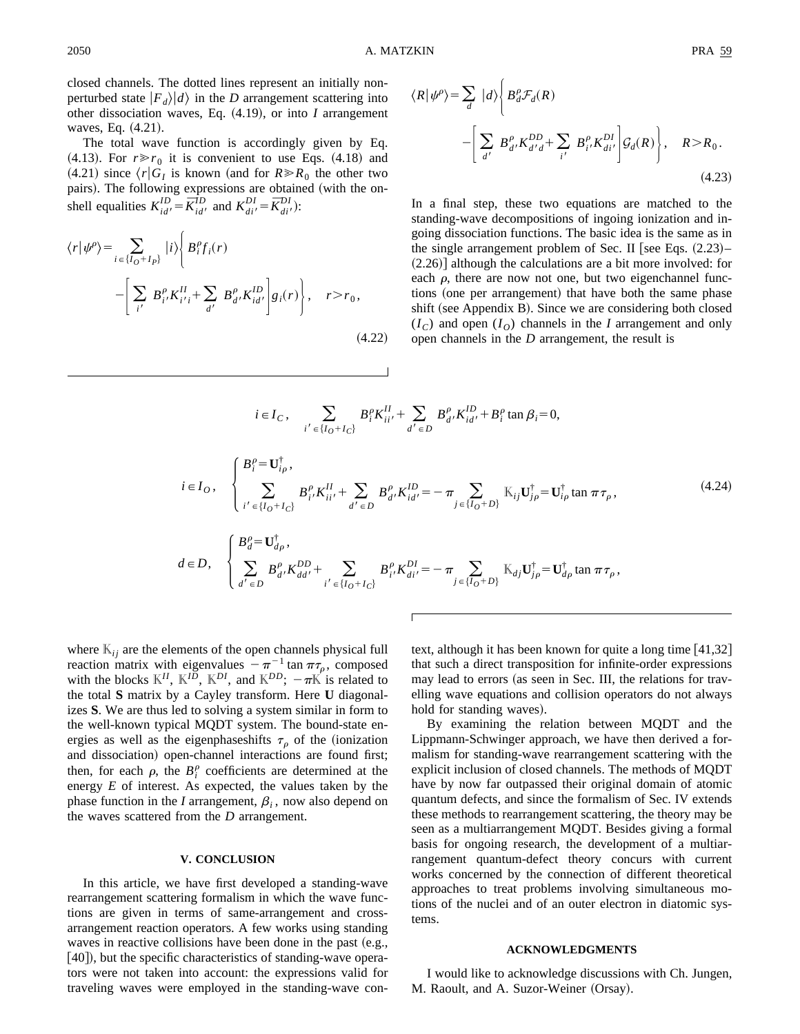closed channels. The dotted lines represent an initially nonperturbed state $|F_d\rangle|d\rangle$ in the $D$ arrangement scattering into other dissociation waves, Eq. (4.19), or into $I$ arrangement waves, Eq. (4.21).

The total wave function is accordingly given by Eq. (4.13). For $r \gg r_0$ it is convenient to use Eqs. (4.18) and (4.21) since $\langle r|G_I$ is known (and for $R \gg R_0$ the other two pairs). The following expressions are obtained (with the on-shell equalities $K^{ID}_{id'} = \bar{K}^{ID}_{id'}$ and $K^{DI}_{di'} = \bar{K}^{DI}_{di'}$):

$$\langle r|\psi^\rho\rangle = \sum_{i\in\{I_O+I_P\}} |i\rangle \Bigg\{ B^\rho_i f_i(r) - \Bigg[ \sum_{i'} B^\rho_{i'} K^{II}_{i'i} + \sum_{d'} B^\rho_{d'} K^{ID}_{id'} \Bigg] g_i(r) \Bigg\}, \quad r > r_0, \tag{4.22}$$

$$\langle R|\psi^\rho\rangle = \sum_d |d\rangle \Bigg\{ B^\rho_d \mathcal{F}_d(R) - \Bigg[ \sum_{d'} B^\rho_{d'} K^{DD}_{d'd} + \sum_{i'} B^\rho_{i'} K^{DI}_{di'} \Bigg] \mathcal{G}_d(R) \Bigg\}, \quad R > R_0. \tag{4.23}$$

In a final step, these two equations are matched to the standing-wave decompositions of ingoing ionization and ingoing dissociation functions. The basic idea is the same as in the single arrangement problem of Sec. II [see Eqs. (2.23)–(2.26)] although the calculations are a bit more involved: for each $\rho$, there are now not one, but two eigenchannel functions (one per arrangement) that have both the same phase shift (see Appendix B). Since we are considering both closed ($I_C$) and open ($I_O$) channels in the $I$ arrangement and only open channels in the $D$ arrangement, the result is

$$\begin{aligned}
&i \in I_C, \quad \sum_{i'\in\{I_O+I_C\}} B^\rho_i K^{II}_{ii'} + \sum_{d'\in D} B^\rho_{d'} K^{ID}_{id'} + B^\rho_i \tan\beta_i = 0,\\
&i \in I_O, \quad \begin{cases} B^\rho_i = \mathbf{U}^\dagger_{i\rho}, \\ \displaystyle\sum_{i'\in\{I_O+I_C\}} B^\rho_{i'} K^{II}_{ii'} + \sum_{d'\in D} B^\rho_{d'} K^{ID}_{id'} = -\pi \sum_{j\in\{I_O+D\}} \mathbb{K}_{ij} \mathbf{U}^\dagger_{j\rho} = \mathbf{U}^\dagger_{i\rho} \tan\pi\tau_\rho, \end{cases}\\
&d \in D, \quad \begin{cases} B^\rho_d = \mathbf{U}^\dagger_{d\rho}, \\ \displaystyle\sum_{d'\in D} B^\rho_{d'} K^{DD}_{dd'} + \sum_{i'\in\{I_O+I_C\}} B^\rho_{i'} K^{DI}_{di'} = -\pi \sum_{j\in\{I_O+D\}} \mathbb{K}_{dj} \mathbf{U}^\dagger_{j\rho} = \mathbf{U}^\dagger_{d\rho} \tan\pi\tau_\rho, \end{cases}
\end{aligned} \tag{4.24}$$

where $\mathbb{K}_{ij}$ are the elements of the open channels physical full reaction matrix with eigenvalues $-\pi^{-1}\tan\pi\tau_\rho$, composed with the blocks $\mathbb{K}^{II}$, $\mathbb{K}^{ID}$, $\mathbb{K}^{DI}$, and $\mathbb{K}^{DD}$; $-\pi\mathbb{K}$ is related to the total $\mathbf{S}$ matrix by a Cayley transform. Here $\mathbf{U}$ diagonalizes $\mathbf{S}$. We are thus led to solving a system similar in form to the well-known typical MQDT system. The bound-state energies as well as the eigenphaseshifts $\tau_\rho$ of the (ionization and dissociation) open-channel interactions are found first; then, for each $\rho$, the $B^\rho_i$ coefficients are determined at the energy $E$ of interest. As expected, the values taken by the phase function in the $I$ arrangement, $\beta_i$, now also depend on the waves scattered from the $D$ arrangement.

## V. CONCLUSION

In this article, we have first developed a standing-wave rearrangement scattering formalism in which the wave functions are given in terms of same-arrangement and cross-arrangement reaction operators. A few works using standing waves in reactive collisions have been done in the past (e.g., [40]), but the specific characteristics of standing-wave operators were not taken into account: the expressions valid for traveling waves were employed in the standing-wave context, although it has been known for quite a long time [41,32] that such a direct transposition for infinite-order expressions may lead to errors (as seen in Sec. III, the relations for travelling wave equations and collision operators do not always hold for standing waves).

By examining the relation between MQDT and the Lippmann-Schwinger approach, we have then derived a formalism for standing-wave rearrangement scattering with the explicit inclusion of closed channels. The methods of MQDT have by now far outpassed their original domain of atomic quantum defects, and since the formalism of Sec. IV extends these methods to rearrangement scattering, the theory may be seen as a multiarrangement MQDT. Besides giving a formal basis for ongoing research, the development of a multiarrangement quantum-defect theory concurs with current works concerned by the connection of different theoretical approaches to treat problems involving simultaneous motions of the nuclei and of an outer electron in diatomic systems.

## ACKNOWLEDGMENTS

I would like to acknowledge discussions with Ch. Jungen, M. Raoult, and A. Suzor-Weiner (Orsay).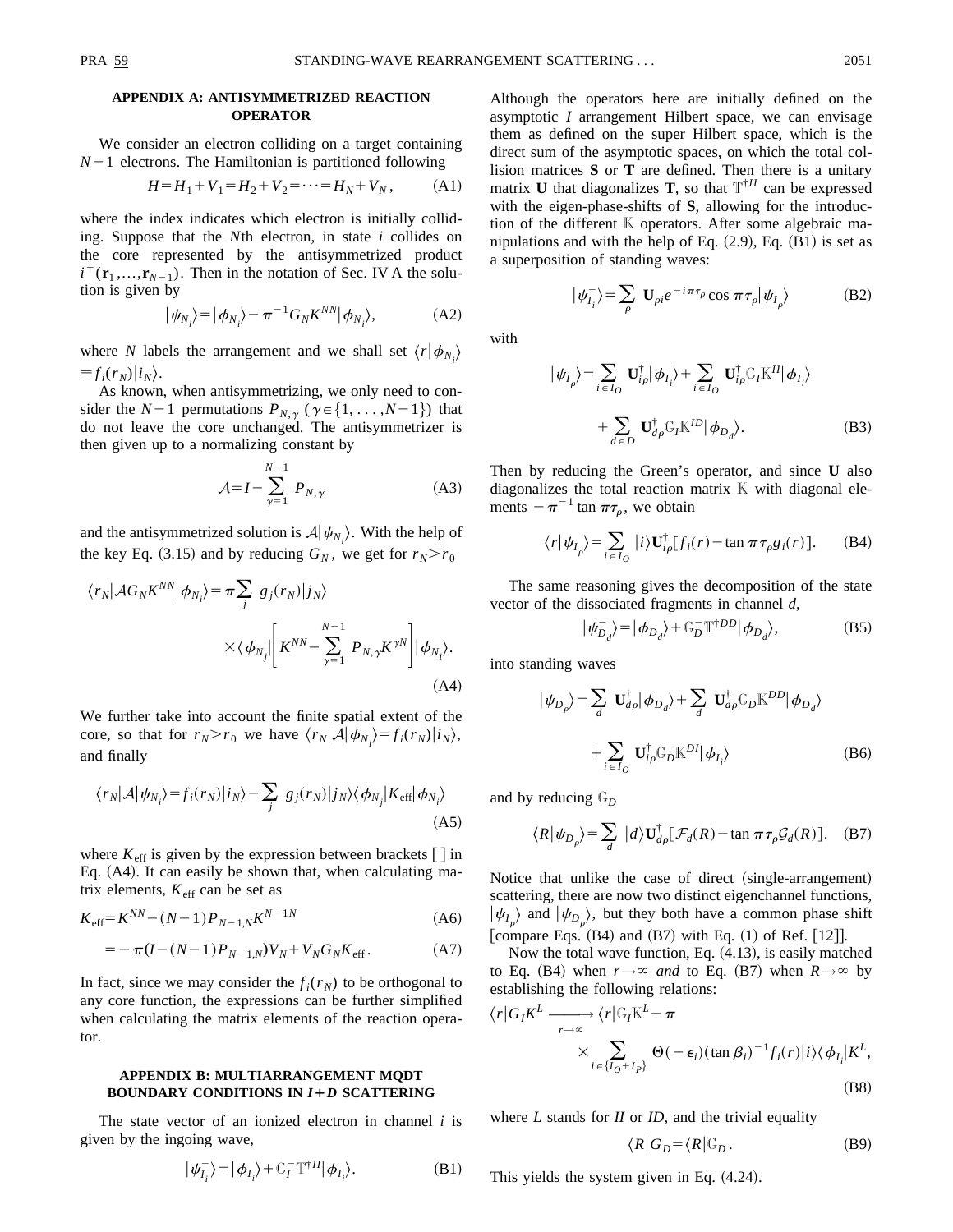## APPENDIX A: ANTISYMMETRIZED REACTION OPERATOR

We consider an electron colliding on a target containing $N-1$ electrons. The Hamiltonian is partitioned following

$$H=H_1+V_1=H_2+V_2=\cdots=H_N+V_N, \tag{A1}$$

where the index indicates which electron is initially colliding. Suppose that the $N$th electron, in state $i$ collides on the core represented by the antisymmetrized product $i^+(\mathbf{r}_1,\ldots,\mathbf{r}_{N-1})$. Then in the notation of Sec. IV A the solution is given by

$$|\psi_{N_i}\rangle=|\phi_{N_i}\rangle-\pi^{-1}G_NK^{NN}|\phi_{N_i}\rangle, \tag{A2}$$

where $N$ labels the arrangement and we shall set $\langle r|\phi_{N_i}\rangle\equiv f_i(r_N)|i_N\rangle$.

As known, when antisymmetrizing, we only need to consider the $N-1$ permutations $P_{N,\gamma}$ ($\gamma\in\{1,\ldots,N-1\}$) that do not leave the core unchanged. The antisymmetrizer is then given up to a normalizing constant by

$$\mathcal{A}=I-\sum_{\gamma=1}^{N-1}P_{N,\gamma} \tag{A3}$$

and the antisymmetrized solution is $\mathcal{A}|\psi_{N_i}\rangle$. With the help of the key Eq. (3.15) and by reducing $G_N$, we get for $r_N>r_0$

$$\langle r_N|\mathcal{A}G_NK^{NN}|\phi_{N_i}\rangle=\pi\sum_j g_j(r_N)|j_N\rangle \times\langle\phi_{N_j}|\left[K^{NN}-\sum_{\gamma=1}^{N-1}P_{N,\gamma}K^{\gamma N}\right]|\phi_{N_i}\rangle. \tag{A4}$$

We further take into account the finite spatial extent of the core, so that for $r_N>r_0$ we have $\langle r_N|\mathcal{A}|\phi_{N_i}\rangle=f_i(r_N)|i_N\rangle$, and finally

$$\langle r_N|\mathcal{A}|\psi_{N_i}\rangle=f_i(r_N)|i_N\rangle-\sum_j g_j(r_N)|j_N\rangle\langle\phi_{N_j}|K_{\text{eff}}|\phi_{N_i}\rangle \tag{A5}$$

where $K_{\text{eff}}$ is given by the expression between brackets [ ] in Eq. (A4). It can easily be shown that, when calculating matrix elements, $K_{\text{eff}}$ can be set as

$$K_{\text{eff}}=K^{NN}-(N-1)P_{N-1,N}K^{N-1\,N} \tag{A6}$$

$$=-\pi(I-(N-1)P_{N-1,N})V_N+V_NG_NK_{\text{eff}}. \tag{A7}$$

In fact, since we may consider the $f_i(r_N)$ to be orthogonal to any core function, the expressions can be further simplified when calculating the matrix elements of the reaction operator.

## APPENDIX B: MULTIARRANGEMENT MQDT BOUNDARY CONDITIONS IN $I+D$ SCATTERING

The state vector of an ionized electron in channel $i$ is given by the ingoing wave,

$$|\psi_{I_i}^-\rangle=|\phi_{I_i}\rangle+\mathbb{G}_I^-\mathbb{T}^{\dagger II}|\phi_{I_i}\rangle. \tag{B1}$$

Although the operators here are initially defined on the asymptotic $I$ arrangement Hilbert space, we can envisage them as defined on the super Hilbert space, which is the direct sum of the asymptotic spaces, on which the total collision matrices $\mathbf{S}$ or $\mathbf{T}$ are defined. Then there is a unitary matrix $\mathbf{U}$ that diagonalizes $\mathbf{T}$, so that $\mathbb{T}^{\dagger II}$ can be expressed with the eigen-phase-shifts of $\mathbf{S}$, allowing for the introduction of the different $\mathbb{K}$ operators. After some algebraic manipulations and with the help of Eq. (2.9), Eq. (B1) is set as a superposition of standing waves:

$$|\psi_{I_i}^-\rangle=\sum_\rho \mathbf{U}_{\rho i}e^{-i\pi\tau_\rho}\cos\pi\tau_\rho|\psi_{I_\rho}\rangle \tag{B2}$$

with

$$|\psi_{I_\rho}\rangle=\sum_{i\in I_O}\mathbf{U}_{i\rho}^\dagger|\phi_{I_i}\rangle+\sum_{i\in I_O}\mathbf{U}_{i\rho}^\dagger\mathbb{G}_I\mathbb{K}^{II}|\phi_{I_i}\rangle +\sum_{d\in D}\mathbf{U}_{d\rho}^\dagger\mathbb{G}_I\mathbb{K}^{ID}|\phi_{D_d}\rangle. \tag{B3}$$

Then by reducing the Green's operator, and since $\mathbf{U}$ also diagonalizes the total reaction matrix $\mathbb{K}$ with diagonal elements $-\pi^{-1}\tan\pi\tau_\rho$, we obtain

$$\langle r|\psi_{I_\rho}\rangle=\sum_{i\in I_O}|i\rangle\mathbf{U}_{i\rho}^\dagger[f_i(r)-\tan\pi\tau_\rho g_i(r)]. \tag{B4}$$

The same reasoning gives the decomposition of the state vector of the dissociated fragments in channel $d$,

$$|\psi_{D_d}^-\rangle=|\phi_{D_d}\rangle+\mathbb{G}_D^-\mathbb{T}^{\dagger DD}|\phi_{D_d}\rangle, \tag{B5}$$

into standing waves

$$|\psi_{D_\rho}\rangle=\sum_d\mathbf{U}_{d\rho}^\dagger|\phi_{D_d}\rangle+\sum_d\mathbf{U}_{d\rho}^\dagger\mathbb{G}_D\mathbb{K}^{DD}|\phi_{D_d}\rangle +\sum_{i\in I_O}\mathbf{U}_{i\rho}^\dagger\mathbb{G}_D\mathbb{K}^{DI}|\phi_{I_i}\rangle \tag{B6}$$

and by reducing $\mathbb{G}_D$

$$\langle R|\psi_{D_\rho}\rangle=\sum_d|d\rangle\mathbf{U}_{d\rho}^\dagger[\mathcal{F}_d(R)-\tan\pi\tau_\rho\mathcal{G}_d(R)]. \tag{B7}$$

Notice that unlike the case of direct (single-arrangement) scattering, there are now two distinct eigenchannel functions, $|\psi_{I_\rho}\rangle$ and $|\psi_{D_\rho}\rangle$, but they both have a common phase shift [compare Eqs. (B4) and (B7) with Eq. (1) of Ref. [12]].

Now the total wave function, Eq. (4.13), is easily matched to Eq. (B4) when $r\to\infty$ *and* to Eq. (B7) when $R\to\infty$ by establishing the following relations:

$$\langle r|G_IK^L\xrightarrow[r\to\infty]{}\langle r|\mathbb{G}_I\mathbb{K}^L-\pi \times\sum_{i\in\{I_O+I_P\}}\Theta(-\epsilon_i)(\tan\beta_i)^{-1}f_i(r)|i\rangle\langle\phi_{I_i}|K^L, \tag{B8}$$

where $L$ stands for $II$ or $ID$, and the trivial equality

$$\langle R|G_D=\langle R|\mathbb{G}_D. \tag{B9}$$

This yields the system given in Eq. (4.24).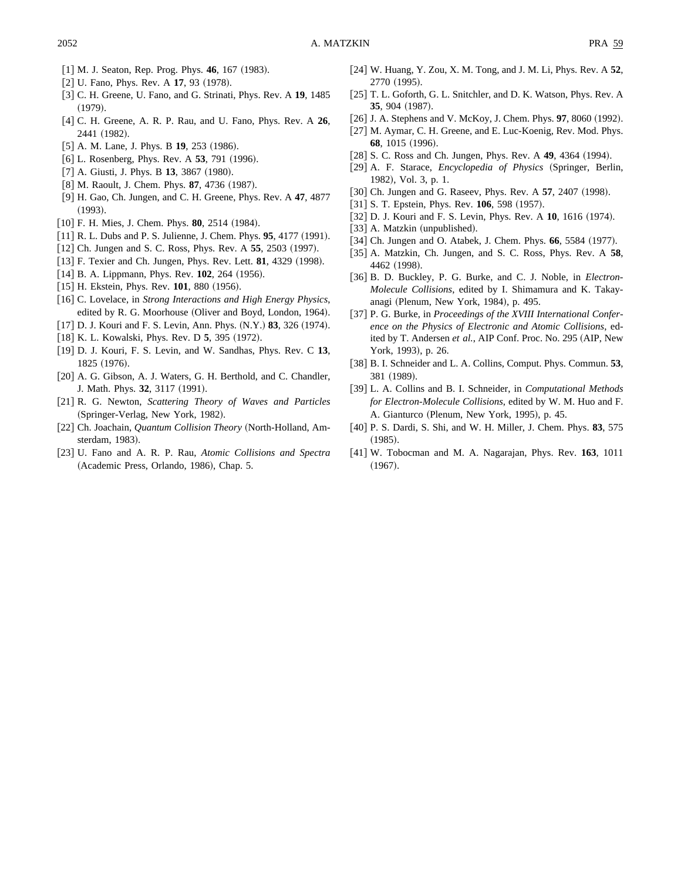[1] M. J. Seaton, Rep. Prog. Phys. **46**, 167 (1983).

[2] U. Fano, Phys. Rev. A **17**, 93 (1978).

[3] C. H. Greene, U. Fano, and G. Strinati, Phys. Rev. A **19**, 1485 (1979).

[4] C. H. Greene, A. R. P. Rau, and U. Fano, Phys. Rev. A **26**, 2441 (1982).

[5] A. M. Lane, J. Phys. B **19**, 253 (1986).

[6] L. Rosenberg, Phys. Rev. A **53**, 791 (1996).

[7] A. Giusti, J. Phys. B **13**, 3867 (1980).

[8] M. Raoult, J. Chem. Phys. **87**, 4736 (1987).

[9] H. Gao, Ch. Jungen, and C. H. Greene, Phys. Rev. A **47**, 4877 (1993).

[10] F. H. Mies, J. Chem. Phys. **80**, 2514 (1984).

[11] R. L. Dubs and P. S. Julienne, J. Chem. Phys. **95**, 4177 (1991).

[12] Ch. Jungen and S. C. Ross, Phys. Rev. A **55**, 2503 (1997).

[13] F. Texier and Ch. Jungen, Phys. Rev. Lett. **81**, 4329 (1998).

[14] B. A. Lippmann, Phys. Rev. **102**, 264 (1956).

[15] H. Ekstein, Phys. Rev. **101**, 880 (1956).

[16] C. Lovelace, in *Strong Interactions and High Energy Physics*, edited by R. G. Moorhouse (Oliver and Boyd, London, 1964).

[17] D. J. Kouri and F. S. Levin, Ann. Phys. (N.Y.) **83**, 326 (1974).

[18] K. L. Kowalski, Phys. Rev. D **5**, 395 (1972).

[19] D. J. Kouri, F. S. Levin, and W. Sandhas, Phys. Rev. C **13**, 1825 (1976).

[20] A. G. Gibson, A. J. Waters, G. H. Berthold, and C. Chandler, J. Math. Phys. **32**, 3117 (1991).

[21] R. G. Newton, *Scattering Theory of Waves and Particles* (Springer-Verlag, New York, 1982).

[22] Ch. Joachain, *Quantum Collision Theory* (North-Holland, Amsterdam, 1983).

[23] U. Fano and A. R. P. Rau, *Atomic Collisions and Spectra* (Academic Press, Orlando, 1986), Chap. 5.

[24] W. Huang, Y. Zou, X. M. Tong, and J. M. Li, Phys. Rev. A **52**, 2770 (1995).

[25] T. L. Goforth, G. L. Snitchler, and D. K. Watson, Phys. Rev. A **35**, 904 (1987).

[26] J. A. Stephens and V. McKoy, J. Chem. Phys. **97**, 8060 (1992).

[27] M. Aymar, C. H. Greene, and E. Luc-Koenig, Rev. Mod. Phys. **68**, 1015 (1996).

[28] S. C. Ross and Ch. Jungen, Phys. Rev. A **49**, 4364 (1994).

[29] A. F. Starace, *Encyclopedia of Physics* (Springer, Berlin, 1982), Vol. 3, p. 1.

[30] Ch. Jungen and G. Raseev, Phys. Rev. A **57**, 2407 (1998).

[31] S. T. Epstein, Phys. Rev. **106**, 598 (1957).

[32] D. J. Kouri and F. S. Levin, Phys. Rev. A **10**, 1616 (1974).

[33] A. Matzkin (unpublished).

[34] Ch. Jungen and O. Atabek, J. Chem. Phys. **66**, 5584 (1977).

[35] A. Matzkin, Ch. Jungen, and S. C. Ross, Phys. Rev. A **58**, 4462 (1998).

[36] B. D. Buckley, P. G. Burke, and C. J. Noble, in *Electron-Molecule Collisions*, edited by I. Shimamura and K. Takayanagi (Plenum, New York, 1984), p. 495.

[37] P. G. Burke, in *Proceedings of the XVIII International Conference on the Physics of Electronic and Atomic Collisions*, edited by T. Andersen *et al.*, AIP Conf. Proc. No. 295 (AIP, New York, 1993), p. 26.

[38] B. I. Schneider and L. A. Collins, Comput. Phys. Commun. **53**, 381 (1989).

[39] L. A. Collins and B. I. Schneider, in *Computational Methods for Electron-Molecule Collisions*, edited by W. M. Huo and F. A. Gianturco (Plenum, New York, 1995), p. 45.

[40] P. S. Dardi, S. Shi, and W. H. Miller, J. Chem. Phys. **83**, 575 (1985).

[41] W. Tobocman and M. A. Nagarajan, Phys. Rev. **163**, 1011 (1967).